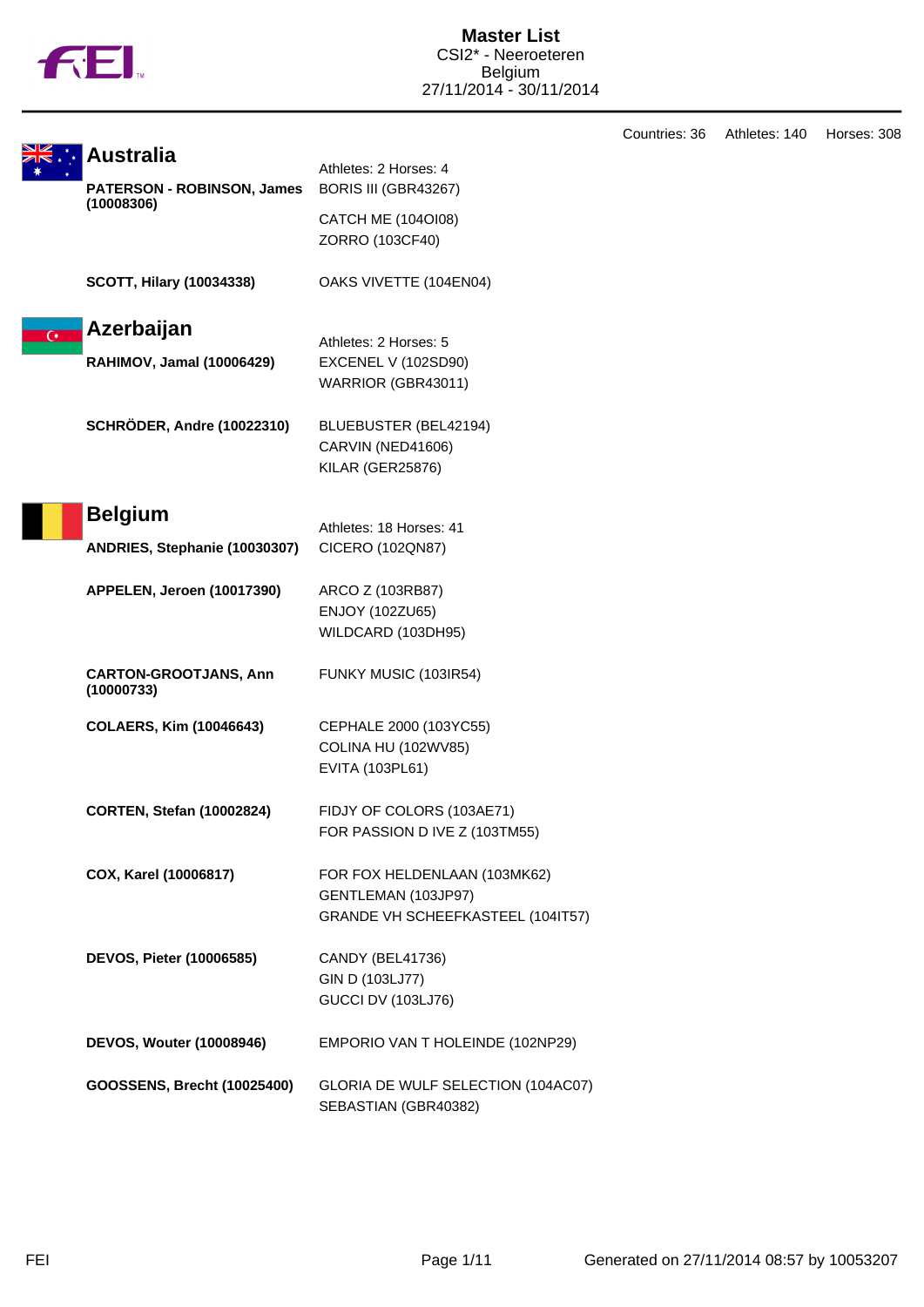# Master List

CSI2* - Neeroeteren
Belgium
27/11/2014 - 30/11/2014

Countries: 36 Athletes: 140 Horses: 308

## Australia

Athletes: 2 Horses: 4

| Athlete | Horses |
| --- | --- |
| **PATERSON - ROBINSON, James (10008306)** | BORIS III (GBR43267) |
| | CATCH ME (104OI08) |
| | ZORRO (103CF40) |
| **SCOTT, Hilary (10034338)** | OAKS VIVETTE (104EN04) |

## Azerbaijan

Athletes: 2 Horses: 5

| Athlete | Horses |
| --- | --- |
| **RAHIMOV, Jamal (10006429)** | EXCENEL V (102SD90) |
| | WARRIOR (GBR43011) |
| **SCHRÖDER, Andre (10022310)** | BLUEBUSTER (BEL42194) |
| | CARVIN (NED41606) |
| | KILAR (GER25876) |

## Belgium

Athletes: 18 Horses: 41

| Athlete | Horses |
| --- | --- |
| **ANDRIES, Stephanie (10030307)** | CICERO (102QN87) |
| **APPELEN, Jeroen (10017390)** | ARCO Z (103RB87) |
| | ENJOY (102ZU65) |
| | WILDCARD (103DH95) |
| **CARTON-GROOTJANS, Ann (10000733)** | FUNKY MUSIC (103IR54) |
| **COLAERS, Kim (10046643)** | CEPHALE 2000 (103YC55) |
| | COLINA HU (102WV85) |
| | EVITA (103PL61) |
| **CORTEN, Stefan (10002824)** | FIDJY OF COLORS (103AE71) |
| | FOR PASSION D IVE Z (103TM55) |
| **COX, Karel (10006817)** | FOR FOX HELDENLAAN (103MK62) |
| | GENTLEMAN (103JP97) |
| | GRANDE VH SCHEEFKASTEEL (104IT57) |
| **DEVOS, Pieter (10006585)** | CANDY (BEL41736) |
| | GIN D (103LJ77) |
| | GUCCI DV (103LJ76) |
| **DEVOS, Wouter (10008946)** | EMPORIO VAN T HOLEINDE (102NP29) |
| **GOOSSENS, Brecht (10025400)** | GLORIA DE WULF SELECTION (104AC07) |
| | SEBASTIAN (GBR40382) |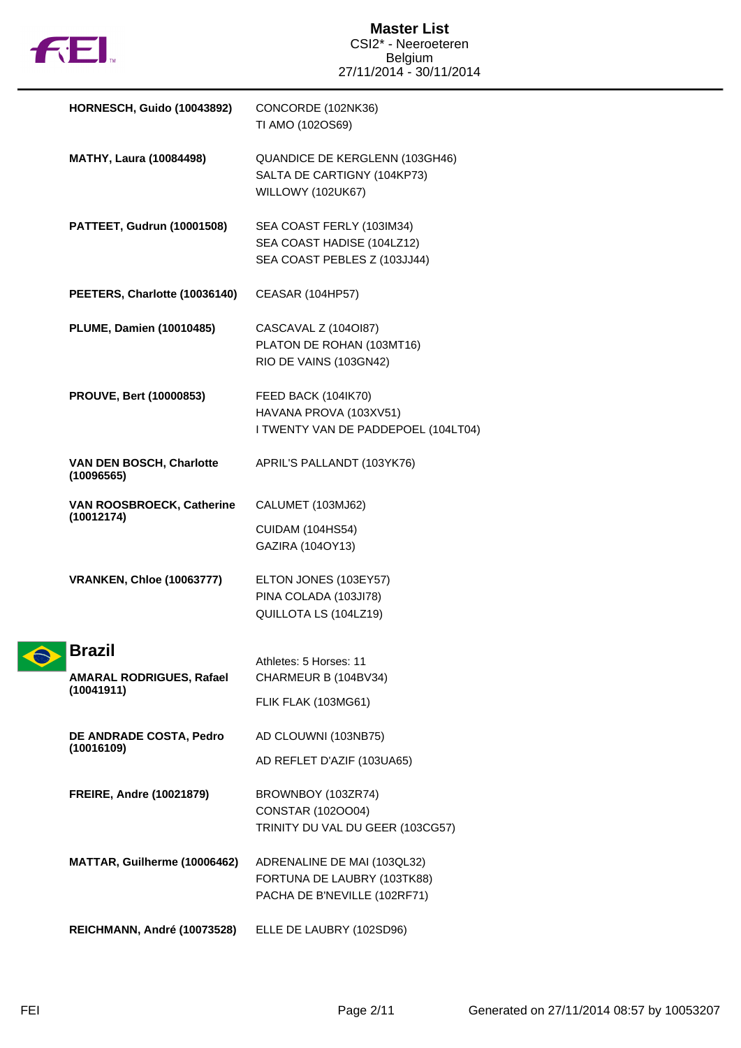# Master List

CSI2* - Neeroeteren
Belgium
27/11/2014 - 30/11/2014

| Athlete | Horses |
|---|---|
| **HORNESCH, Guido (10043892)** | CONCORDE (102NK36)<br>TI AMO (102OS69) |
| **MATHY, Laura (10084498)** | QUANDICE DE KERGLENN (103GH46)<br>SALTA DE CARTIGNY (104KP73)<br>WILLOWY (102UK67) |
| **PATTEET, Gudrun (10001508)** | SEA COAST FERLY (103IM34)<br>SEA COAST HADISE (104LZ12)<br>SEA COAST PEBLES Z (103JJ44) |
| **PEETERS, Charlotte (10036140)** | CEASAR (104HP57) |
| **PLUME, Damien (10010485)** | CASCAVAL Z (104OI87)<br>PLATON DE ROHAN (103MT16)<br>RIO DE VAINS (103GN42) |
| **PROUVE, Bert (10000853)** | FEED BACK (104IK70)<br>HAVANA PROVA (103XV51)<br>I TWENTY VAN DE PADDEPOEL (104LT04) |
| **VAN DEN BOSCH, Charlotte (10096565)** | APRIL'S PALLANDT (103YK76) |
| **VAN ROOSBROECK, Catherine (10012174)** | CALUMET (103MJ62)<br>CUIDAM (104HS54)<br>GAZIRA (104OY13) |
| **VRANKEN, Chloe (10063777)** | ELTON JONES (103EY57)<br>PINA COLADA (103JI78)<br>QUILLOTA LS (104LZ19) |

## Brazil

Athletes: 5 Horses: 11

| Athlete | Horses |
|---|---|
| **AMARAL RODRIGUES, Rafael (10041911)** | CHARMEUR B (104BV34)<br>FLIK FLAK (103MG61) |
| **DE ANDRADE COSTA, Pedro (10016109)** | AD CLOUWNI (103NB75)<br>AD REFLET D'AZIF (103UA65) |
| **FREIRE, Andre (10021879)** | BROWNBOY (103ZR74)<br>CONSTAR (102OO04)<br>TRINITY DU VAL DU GEER (103CG57) |
| **MATTAR, Guilherme (10006462)** | ADRENALINE DE MAI (103QL32)<br>FORTUNA DE LAUBRY (103TK88)<br>PACHA DE B'NEVILLE (102RF71) |
| **REICHMANN, André (10073528)** | ELLE DE LAUBRY (102SD96) |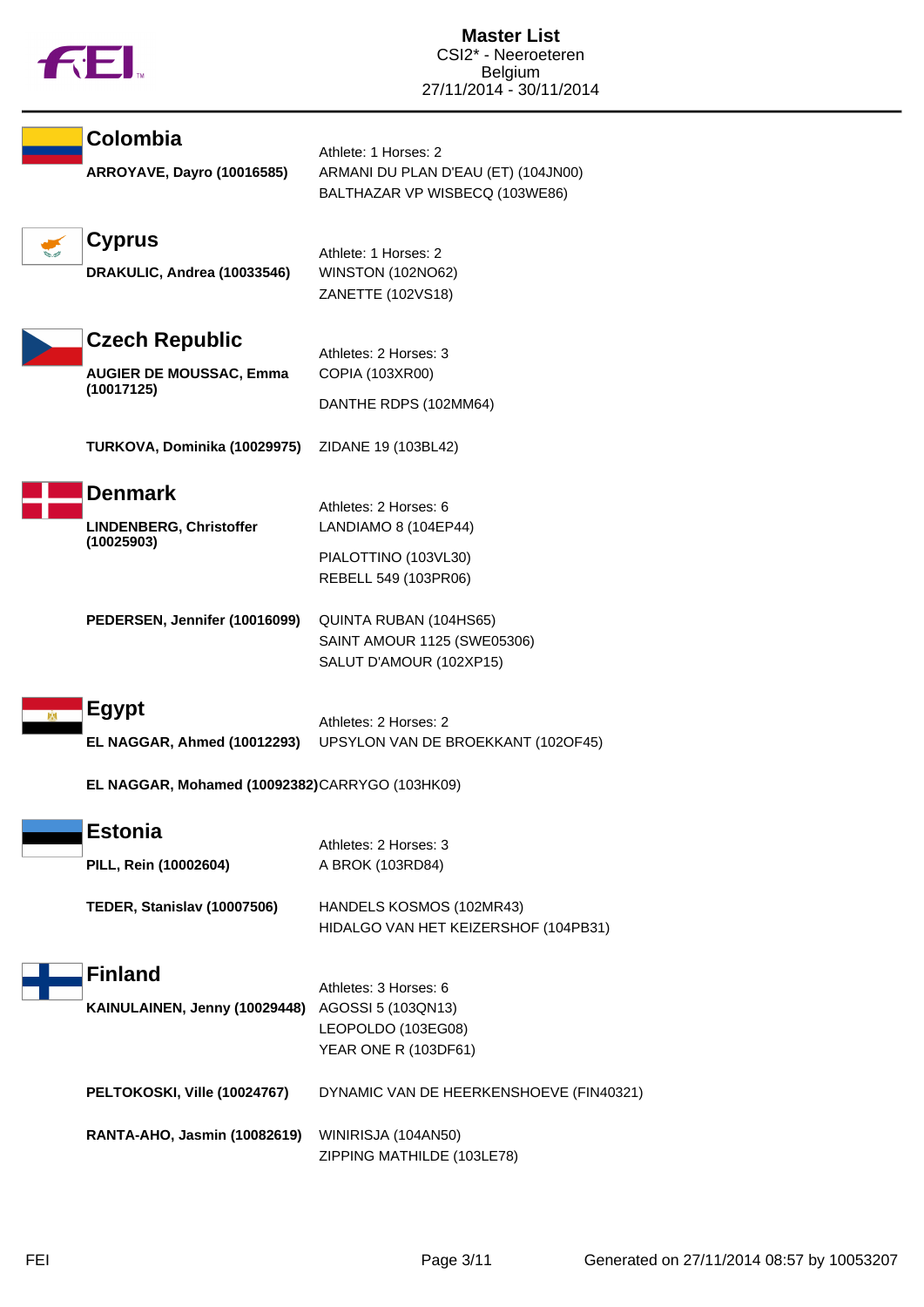# Master List

CSI2* - Neeroeteren
Belgium
27/11/2014 - 30/11/2014

## Colombia

Athlete: 1 Horses: 2

| Athlete | Horses |
|---|---|
| **ARROYAVE, Dayro (10016585)** | ARMANI DU PLAN D'EAU (ET) (104JN00) |
| | BALTHAZAR VP WISBECQ (103WE86) |

## Cyprus

Athlete: 1 Horses: 2

| Athlete | Horses |
|---|---|
| **DRAKULIC, Andrea (10033546)** | WINSTON (102NO62) |
| | ZANETTE (102VS18) |

## Czech Republic

Athletes: 2 Horses: 3

| Athlete | Horses |
|---|---|
| **AUGIER DE MOUSSAC, Emma (10017125)** | COPIA (103XR00) |
| | DANTHE RDPS (102MM64) |
| **TURKOVA, Dominika (10029975)** | ZIDANE 19 (103BL42) |

## Denmark

Athletes: 2 Horses: 6

| Athlete | Horses |
|---|---|
| **LINDENBERG, Christoffer (10025903)** | LANDIAMO 8 (104EP44) |
| | PIALOTTINO (103VL30) |
| | REBELL 549 (103PR06) |
| **PEDERSEN, Jennifer (10016099)** | QUINTA RUBAN (104HS65) |
| | SAINT AMOUR 1125 (SWE05306) |
| | SALUT D'AMOUR (102XP15) |

## Egypt

Athletes: 2 Horses: 2

| Athlete | Horses |
|---|---|
| **EL NAGGAR, Ahmed (10012293)** | UPSYLON VAN DE BROEKKANT (102OF45) |
| **EL NAGGAR, Mohamed (10092382)** | CARRYGO (103HK09) |

## Estonia

Athletes: 2 Horses: 3

| Athlete | Horses |
|---|---|
| **PILL, Rein (10002604)** | A BROK (103RD84) |
| **TEDER, Stanislav (10007506)** | HANDELS KOSMOS (102MR43) |
| | HIDALGO VAN HET KEIZERSHOF (104PB31) |

## Finland

Athletes: 3 Horses: 6

| Athlete | Horses |
|---|---|
| **KAINULAINEN, Jenny (10029448)** | AGOSSI 5 (103QN13) |
| | LEOPOLDO (103EG08) |
| | YEAR ONE R (103DF61) |
| **PELTOKOSKI, Ville (10024767)** | DYNAMIC VAN DE HEERKENSHOEVE (FIN40321) |
| **RANTA-AHO, Jasmin (10082619)** | WINIRISJA (104AN50) |
| | ZIPPING MATHILDE (103LE78) |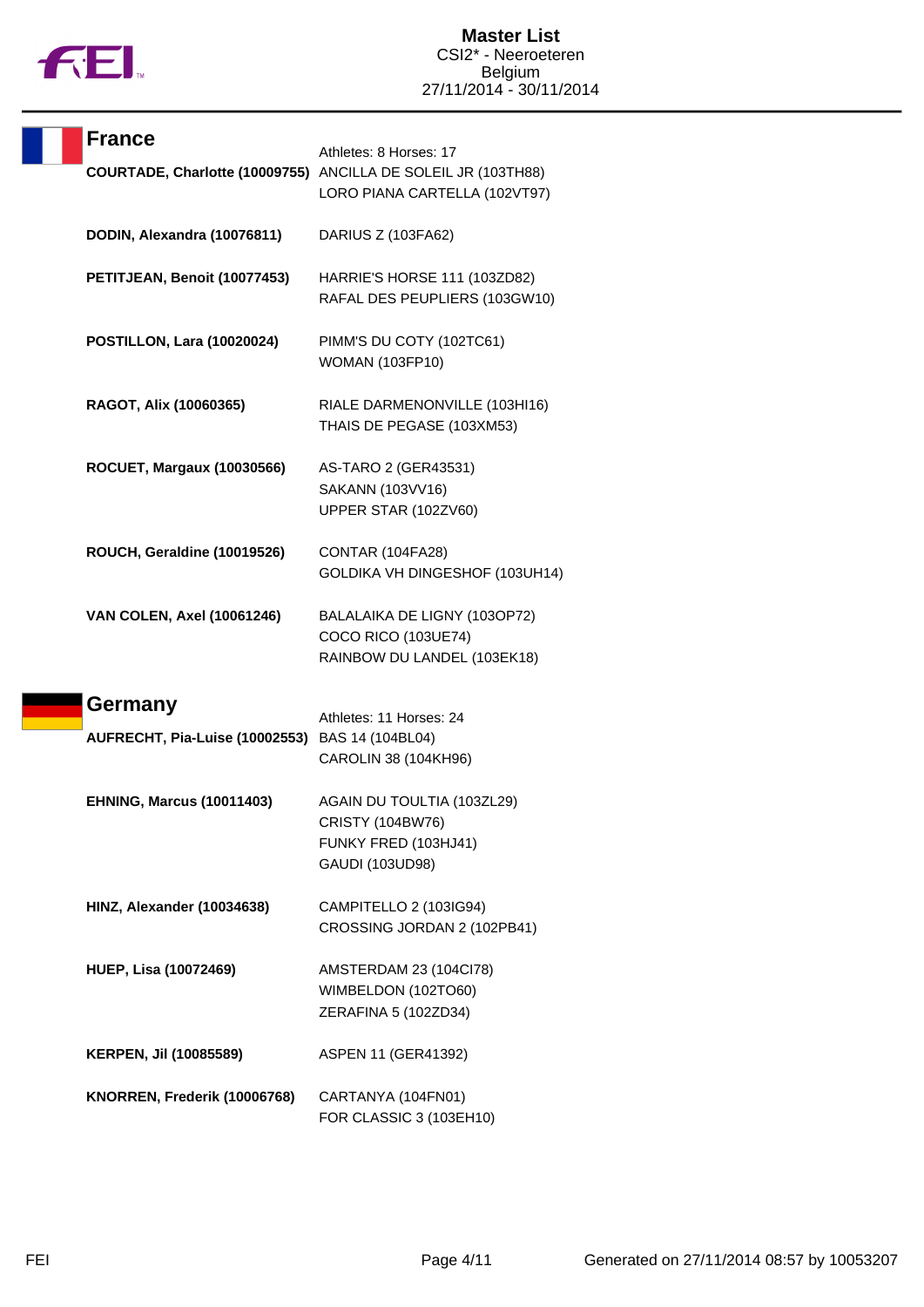# Master List

CSI2* - Neeroeteren
Belgium
27/11/2014 - 30/11/2014

## France

Athletes: 8 Horses: 17

| Athlete | Horses |
|---|---|
| **COURTADE, Charlotte (10009755)** | ANCILLA DE SOLEIL JR (103TH88)<br>LORO PIANA CARTELLA (102VT97) |
| **DODIN, Alexandra (10076811)** | DARIUS Z (103FA62) |
| **PETITJEAN, Benoit (10077453)** | HARRIE'S HORSE 111 (103ZD82)<br>RAFAL DES PEUPLIERS (103GW10) |
| **POSTILLON, Lara (10020024)** | PIMM'S DU COTY (102TC61)<br>WOMAN (103FP10) |
| **RAGOT, Alix (10060365)** | RIALE DARMENONVILLE (103HI16)<br>THAIS DE PEGASE (103XM53) |
| **ROCUET, Margaux (10030566)** | AS-TARO 2 (GER43531)<br>SAKANN (103VV16)<br>UPPER STAR (102ZV60) |
| **ROUCH, Geraldine (10019526)** | CONTAR (104FA28)<br>GOLDIKA VH DINGESHOF (103UH14) |
| **VAN COLEN, Axel (10061246)** | BALALAIKA DE LIGNY (103OP72)<br>COCO RICO (103UE74)<br>RAINBOW DU LANDEL (103EK18) |

## Germany

Athletes: 11 Horses: 24

| Athlete | Horses |
|---|---|
| **AUFRECHT, Pia-Luise (10002553)** | BAS 14 (104BL04)<br>CAROLIN 38 (104KH96) |
| **EHNING, Marcus (10011403)** | AGAIN DU TOULTIA (103ZL29)<br>CRISTY (104BW76)<br>FUNKY FRED (103HJ41)<br>GAUDI (103UD98) |
| **HINZ, Alexander (10034638)** | CAMPITELLO 2 (103IG94)<br>CROSSING JORDAN 2 (102PB41) |
| **HUEP, Lisa (10072469)** | AMSTERDAM 23 (104CI78)<br>WIMBELDON (102TO60)<br>ZERAFINA 5 (102ZD34) |
| **KERPEN, Jil (10085589)** | ASPEN 11 (GER41392) |
| **KNORREN, Frederik (10006768)** | CARTANYA (104FN01)<br>FOR CLASSIC 3 (103EH10) |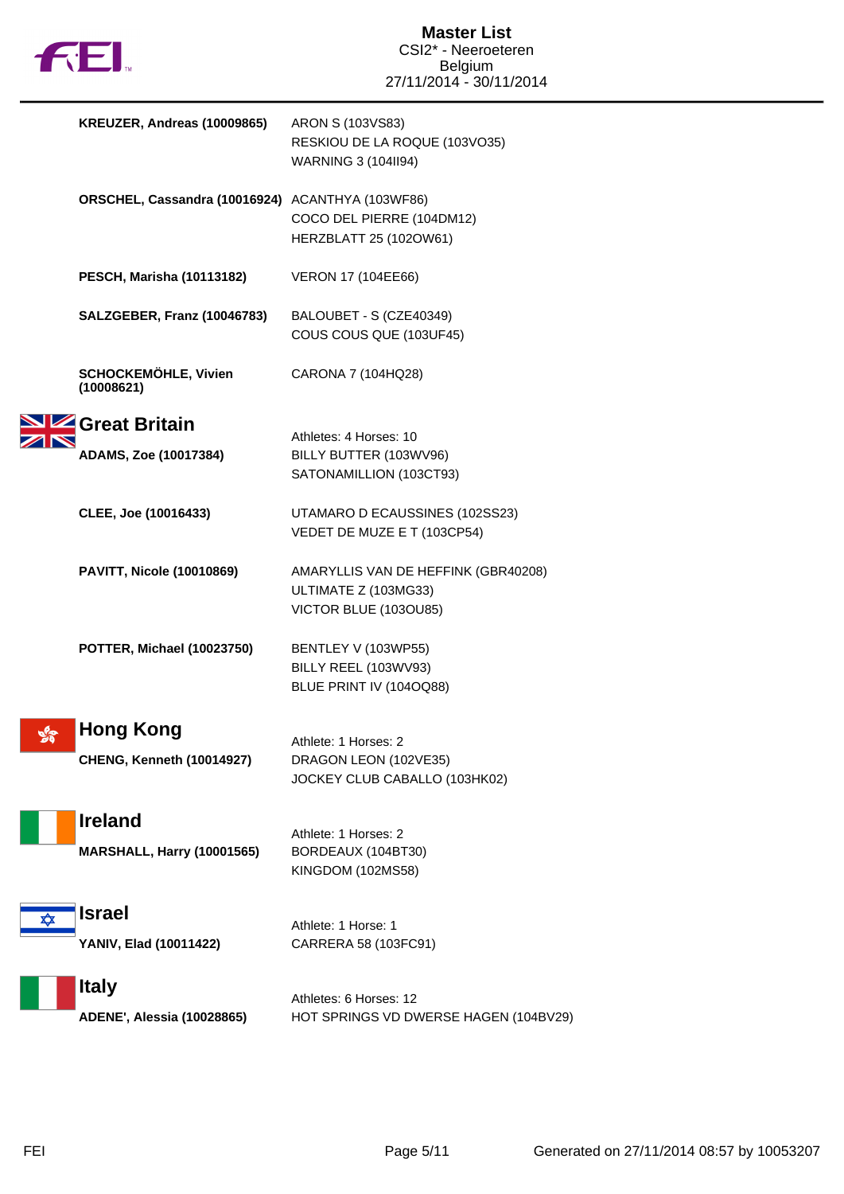# Master List
CSI2* - Neeroeteren
Belgium
27/11/2014 - 30/11/2014

| Athlete | Horses |
|---|---|
| **KREUZER, Andreas (10009865)** | ARON S (103VS83)<br>RESKIOU DE LA ROQUE (103VO35)<br>WARNING 3 (104II94) |
| **ORSCHEL, Cassandra (10016924)** | ACANTHYA (103WF86)<br>COCO DEL PIERRE (104DM12)<br>HERZBLATT 25 (102OW61) |
| **PESCH, Marisha (10113182)** | VERON 17 (104EE66) |
| **SALZGEBER, Franz (10046783)** | BALOUBET - S (CZE40349)<br>COUS COUS QUE (103UF45) |
| **SCHOCKEMÖHLE, Vivien (10008621)** | CARONA 7 (104HQ28) |

## Great Britain

Athletes: 4 Horses: 10

| Athlete | Horses |
|---|---|
| **ADAMS, Zoe (10017384)** | BILLY BUTTER (103WV96)<br>SATONAMILLION (103CT93) |
| **CLEE, Joe (10016433)** | UTAMARO D ECAUSSINES (102SS23)<br>VEDET DE MUZE E T (103CP54) |
| **PAVITT, Nicole (10010869)** | AMARYLLIS VAN DE HEFFINK (GBR40208)<br>ULTIMATE Z (103MG33)<br>VICTOR BLUE (103OU85) |
| **POTTER, Michael (10023750)** | BENTLEY V (103WP55)<br>BILLY REEL (103WV93)<br>BLUE PRINT IV (104OQ88) |

## Hong Kong

Athlete: 1 Horses: 2

| Athlete | Horses |
|---|---|
| **CHENG, Kenneth (10014927)** | DRAGON LEON (102VE35)<br>JOCKEY CLUB CABALLO (103HK02) |

## Ireland

Athlete: 1 Horses: 2

| Athlete | Horses |
|---|---|
| **MARSHALL, Harry (10001565)** | BORDEAUX (104BT30)<br>KINGDOM (102MS58) |

## Israel

Athlete: 1 Horse: 1

| Athlete | Horses |
|---|---|
| **YANIV, Elad (10011422)** | CARRERA 58 (103FC91) |

## Italy

Athletes: 6 Horses: 12

| Athlete | Horses |
|---|---|
| **ADENE', Alessia (10028865)** | HOT SPRINGS VD DWERSE HAGEN (104BV29) |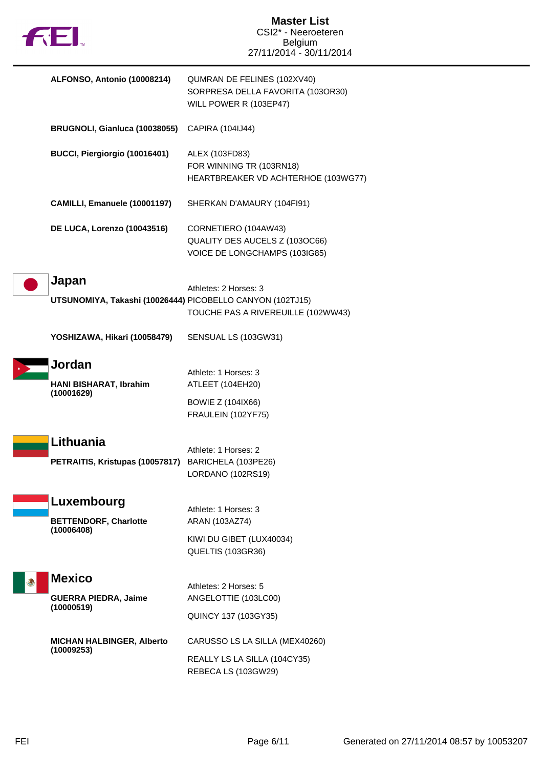| | |
|---|---|
| **ALFONSO, Antonio (10008214)** | QUMRAN DE FELINES (102XV40) |
| | SORPRESA DELLA FAVORITA (103OR30) |
| | WILL POWER R (103EP47) |
| **BRUGNOLI, Gianluca (10038055)** | CAPIRA (104IJ44) |
| **BUCCI, Piergiorgio (10016401)** | ALEX (103FD83) |
| | FOR WINNING TR (103RN18) |
| | HEARTBREAKER VD ACHTERHOE (103WG77) |
| **CAMILLI, Emanuele (10001197)** | SHERKAN D'AMAURY (104FI91) |
| **DE LUCA, Lorenzo (10043516)** | CORNETIERO (104AW43) |
| | QUALITY DES AUCELS Z (103OC66) |
| | VOICE DE LONGCHAMPS (103IG85) |

## Japan

Athletes: 2 Horses: 3

| | |
|---|---|
| **UTSUNOMIYA, Takashi (10026444)** | PICOBELLO CANYON (102TJ15) |
| | TOUCHE PAS A RIVEREUILLE (102WW43) |
| **YOSHIZAWA, Hikari (10058479)** | SENSUAL LS (103GW31) |

## Jordan

Athlete: 1 Horses: 3

| | |
|---|---|
| **HANI BISHARAT, Ibrahim (10001629)** | ATLEET (104EH20) |
| | BOWIE Z (104IX66) |
| | FRAULEIN (102YF75) |

## Lithuania

Athlete: 1 Horses: 2

| | |
|---|---|
| **PETRAITIS, Kristupas (10057817)** | BARICHELA (103PE26) |
| | LORDANO (102RS19) |

## Luxembourg

Athlete: 1 Horses: 3

| | |
|---|---|
| **BETTENDORF, Charlotte (10006408)** | ARAN (103AZ74) |
| | KIWI DU GIBET (LUX40034) |
| | QUELTIS (103GR36) |

## Mexico

Athletes: 2 Horses: 5

| | |
|---|---|
| **GUERRA PIEDRA, Jaime (10000519)** | ANGELOTTIE (103LC00) |
| | QUINCY 137 (103GY35) |
| **MICHAN HALBINGER, Alberto (10009253)** | CARUSSO LS LA SILLA (MEX40260) |
| | REALLY LS LA SILLA (104CY35) |
| | REBECA LS (103GW29) |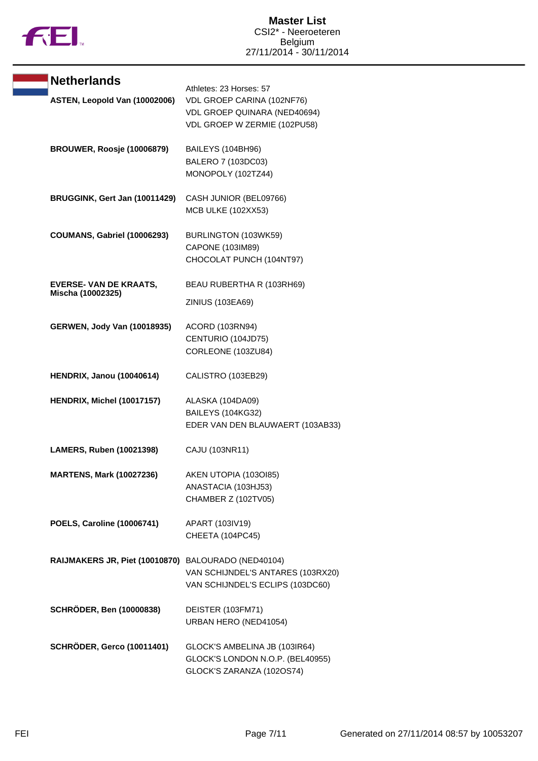**Master List**
CSI2* - Neeroeteren
Belgium
27/11/2014 - 30/11/2014

## Netherlands

Athletes: 23 Horses: 57

| Athlete | Horses |
|---|---|
| **ASTEN, Leopold Van (10002006)** | VDL GROEP CARINA (102NF76)<br>VDL GROEP QUINARA (NED40694)<br>VDL GROEP W ZERMIE (102PU58) |
| **BROUWER, Roosje (10006879)** | BAILEYS (104BH96)<br>BALERO 7 (103DC03)<br>MONOPOLY (102TZ44) |
| **BRUGGINK, Gert Jan (10011429)** | CASH JUNIOR (BEL09766)<br>MCB ULKE (102XX53) |
| **COUMANS, Gabriel (10006293)** | BURLINGTON (103WK59)<br>CAPONE (103IM89)<br>CHOCOLAT PUNCH (104NT97) |
| **EVERSE- VAN DE KRAATS, Mischa (10002325)** | BEAU RUBERTHA R (103RH69)<br>ZINIUS (103EA69) |
| **GERWEN, Jody Van (10018935)** | ACORD (103RN94)<br>CENTURIO (104JD75)<br>CORLEONE (103ZU84) |
| **HENDRIX, Janou (10040614)** | CALISTRO (103EB29) |
| **HENDRIX, Michel (10017157)** | ALASKA (104DA09)<br>BAILEYS (104KG32)<br>EDER VAN DEN BLAUWAERT (103AB33) |
| **LAMERS, Ruben (10021398)** | CAJU (103NR11) |
| **MARTENS, Mark (10027236)** | AKEN UTOPIA (103OI85)<br>ANASTACIA (103HJ53)<br>CHAMBER Z (102TV05) |
| **POELS, Caroline (10006741)** | APART (103IV19)<br>CHEETA (104PC45) |
| **RAIJMAKERS JR, Piet (10010870)** | BALOURADO (NED40104)<br>VAN SCHIJNDEL'S ANTARES (103RX20)<br>VAN SCHIJNDEL'S ECLIPS (103DC60) |
| **SCHRÖDER, Ben (10000838)** | DEISTER (103FM71)<br>URBAN HERO (NED41054) |
| **SCHRÖDER, Gerco (10011401)** | GLOCK'S AMBELINA JB (103IR64)<br>GLOCK'S LONDON N.O.P. (BEL40955)<br>GLOCK'S ZARANZA (102OS74) |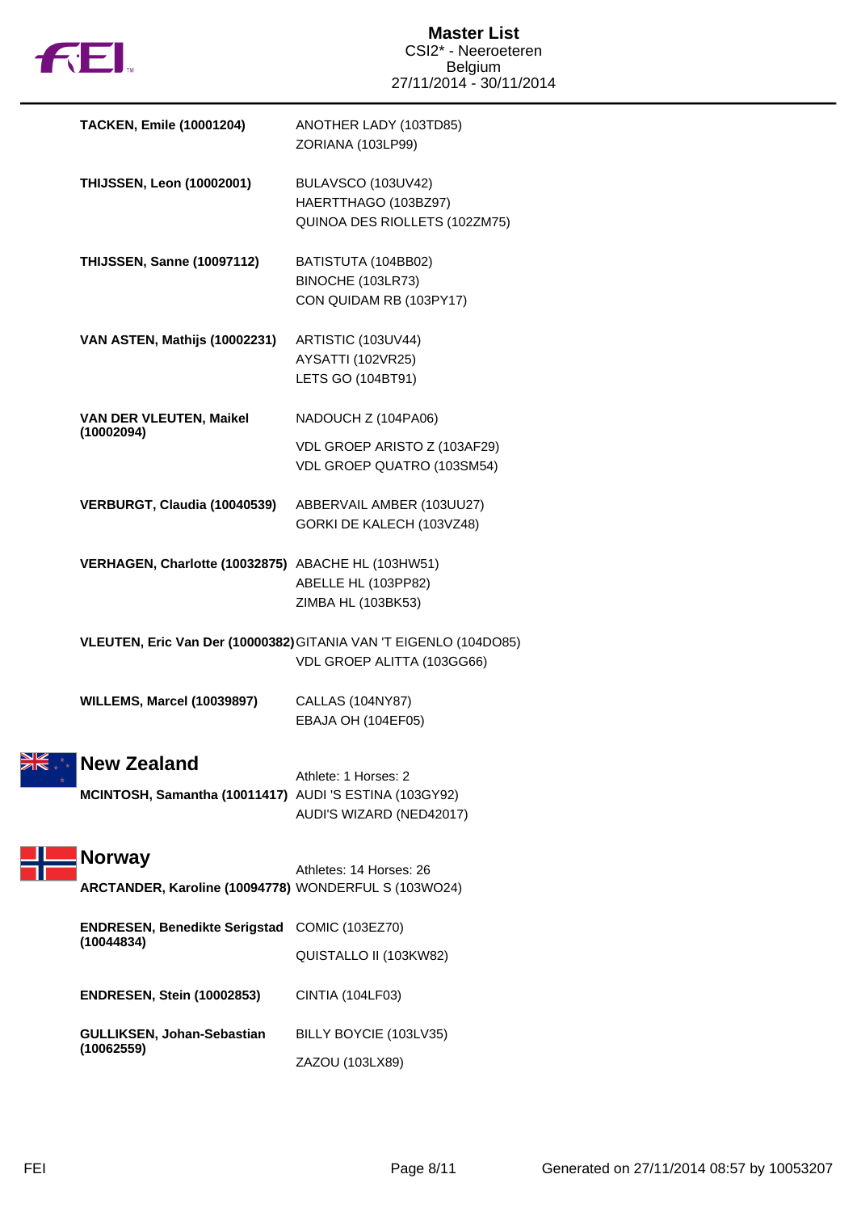# Master List
CSI2* - Neeroeteren
Belgium
27/11/2014 - 30/11/2014

| Athlete | Horses |
|---|---|
| **TACKEN, Emile (10001204)** | ANOTHER LADY (103TD85)<br>ZORIANA (103LP99) |
| **THIJSSEN, Leon (10002001)** | BULAVSCO (103UV42)<br>HAERTTHAGO (103BZ97)<br>QUINOA DES RIOLLETS (102ZM75) |
| **THIJSSEN, Sanne (10097112)** | BATISTUTA (104BB02)<br>BINOCHE (103LR73)<br>CON QUIDAM RB (103PY17) |
| **VAN ASTEN, Mathijs (10002231)** | ARTISTIC (103UV44)<br>AYSATTI (102VR25)<br>LETS GO (104BT91) |
| **VAN DER VLEUTEN, Maikel (10002094)** | NADOUCH Z (104PA06)<br>VDL GROEP ARISTO Z (103AF29)<br>VDL GROEP QUATRO (103SM54) |
| **VERBURGT, Claudia (10040539)** | ABBERVAIL AMBER (103UU27)<br>GORKI DE KALECH (103VZ48) |
| **VERHAGEN, Charlotte (10032875)** | ABACHE HL (103HW51)<br>ABELLE HL (103PP82)<br>ZIMBA HL (103BK53) |
| **VLEUTEN, Eric Van Der (10000382)** | GITANIA VAN 'T EIGENLO (104DO85)<br>VDL GROEP ALITTA (103GG66) |
| **WILLEMS, Marcel (10039897)** | CALLAS (104NY87)<br>EBAJA OH (104EF05) |

## New Zealand

Athlete: 1 Horses: 2

| Athlete | Horses |
|---|---|
| **MCINTOSH, Samantha (10011417)** | AUDI 'S ESTINA (103GY92)<br>AUDI'S WIZARD (NED42017) |

## Norway

Athletes: 14 Horses: 26

| Athlete | Horses |
|---|---|
| **ARCTANDER, Karoline (10094778)** | WONDERFUL S (103WO24) |
| **ENDRESEN, Benedikte Serigstad (10044834)** | COMIC (103EZ70)<br>QUISTALLO II (103KW82) |
| **ENDRESEN, Stein (10002853)** | CINTIA (104LF03) |
| **GULLIKSEN, Johan-Sebastian (10062559)** | BILLY BOYCIE (103LV35)<br>ZAZOU (103LX89) |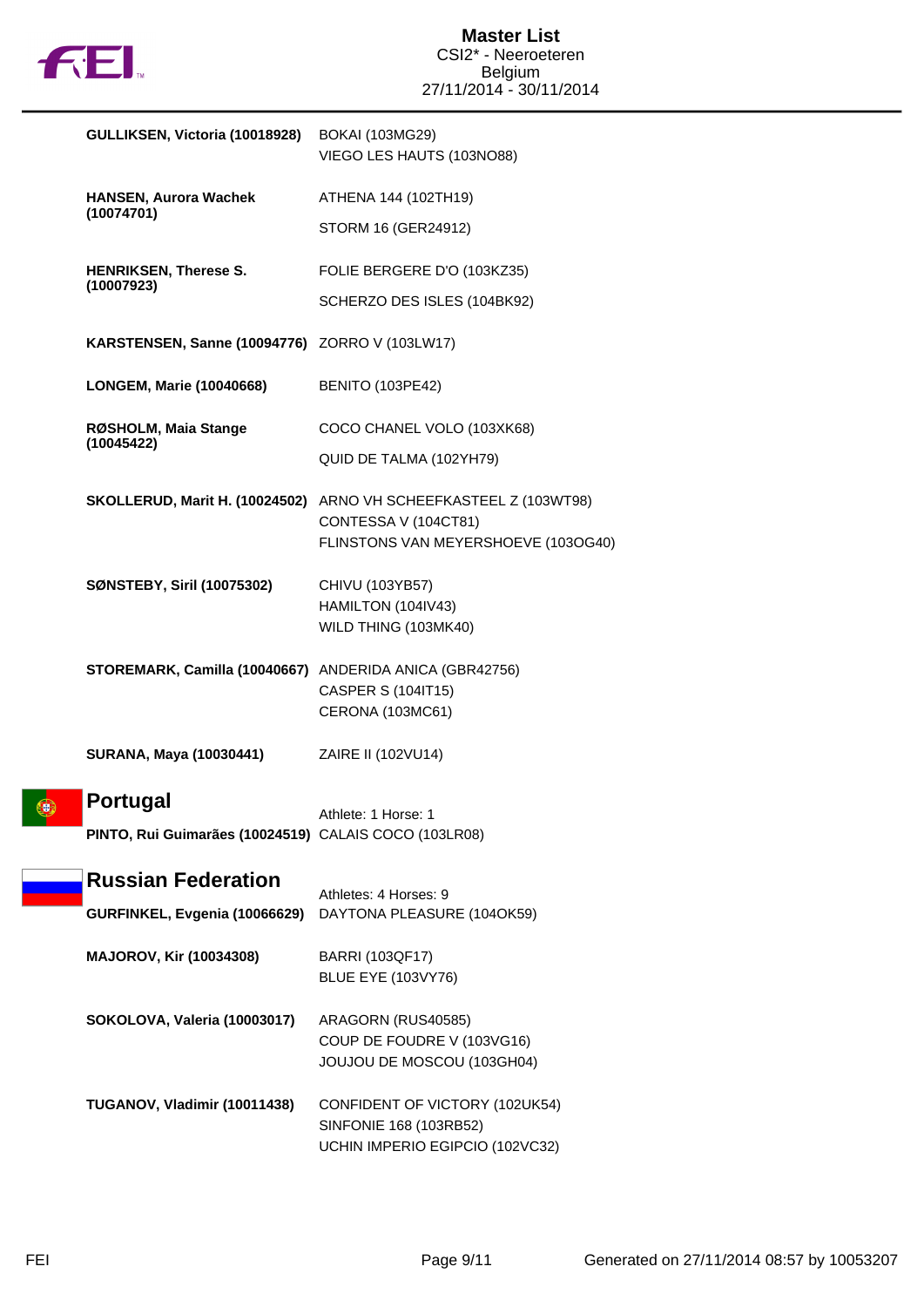| | |
|---|---|
| **GULLIKSEN, Victoria (10018928)** | BOKAI (103MG29)<br>VIEGO LES HAUTS (103NO88) |
| **HANSEN, Aurora Wachek (10074701)** | ATHENA 144 (102TH19)<br>STORM 16 (GER24912) |
| **HENRIKSEN, Therese S. (10007923)** | FOLIE BERGERE D'O (103KZ35)<br>SCHERZO DES ISLES (104BK92) |
| **KARSTENSEN, Sanne (10094776)** | ZORRO V (103LW17) |
| **LONGEM, Marie (10040668)** | BENITO (103PE42) |
| **RØSHOLM, Maia Stange (10045422)** | COCO CHANEL VOLO (103XK68)<br>QUID DE TALMA (102YH79) |
| **SKOLLERUD, Marit H. (10024502)** | ARNO VH SCHEEFKASTEEL Z (103WT98)<br>CONTESSA V (104CT81)<br>FLINSTONS VAN MEYERSHOEVE (103OG40) |
| **SØNSTEBY, Siril (10075302)** | CHIVU (103YB57)<br>HAMILTON (104IV43)<br>WILD THING (103MK40) |
| **STOREMARK, Camilla (10040667)** | ANDERIDA ANICA (GBR42756)<br>CASPER S (104IT15)<br>CERONA (103MC61) |
| **SURANA, Maya (10030441)** | ZAIRE II (102VU14) |

## Portugal

Athlete: 1 Horse: 1

| | |
|---|---|
| **PINTO, Rui Guimarães (10024519)** | CALAIS COCO (103LR08) |

## Russian Federation

Athletes: 4 Horses: 9

| | |
|---|---|
| **GURFINKEL, Evgenia (10066629)** | DAYTONA PLEASURE (104OK59) |
| **MAJOROV, Kir (10034308)** | BARRI (103QF17)<br>BLUE EYE (103VY76) |
| **SOKOLOVA, Valeria (10003017)** | ARAGORN (RUS40585)<br>COUP DE FOUDRE V (103VG16)<br>JOUJOU DE MOSCOU (103GH04) |
| **TUGANOV, Vladimir (10011438)** | CONFIDENT OF VICTORY (102UK54)<br>SINFONIE 168 (103RB52)<br>UCHIN IMPERIO EGIPCIO (102VC32) |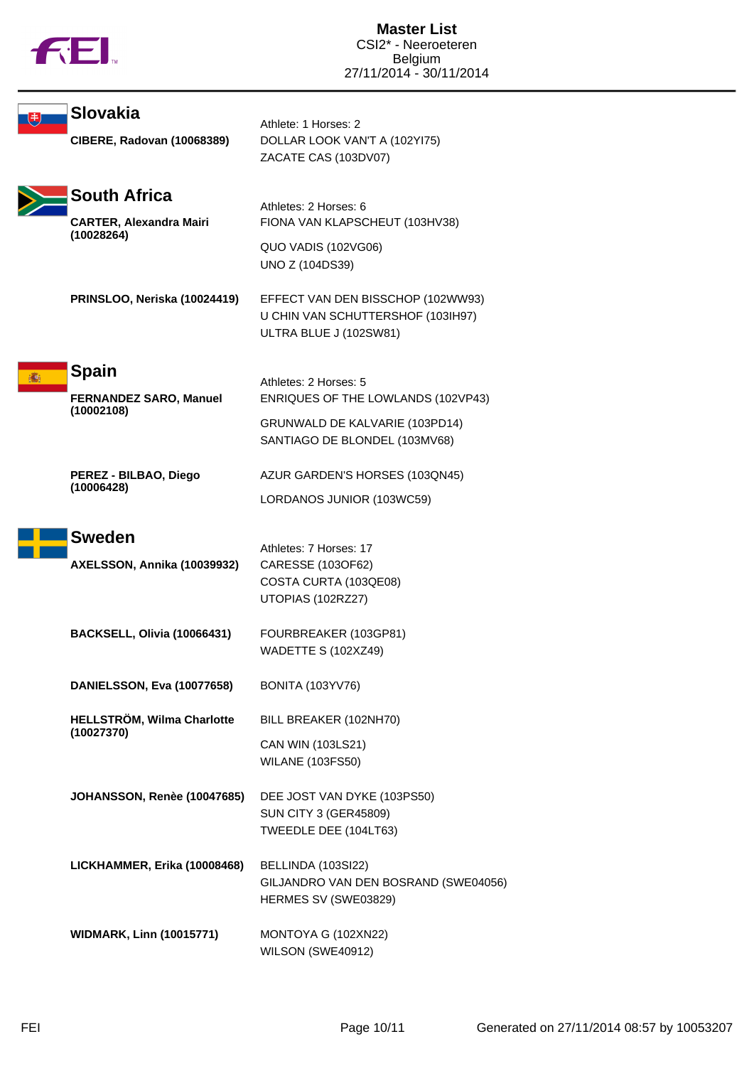# Master List

CSI2* - Neeroeteren
Belgium
27/11/2014 - 30/11/2014

## Slovakia

Athlete: 1 Horses: 2

**CIBERE, Radovan (10068389)**
- DOLLAR LOOK VAN'T A (102YI75)
- ZACATE CAS (103DV07)

## South Africa

Athletes: 2 Horses: 6

**CARTER, Alexandra Mairi (10028264)**
- FIONA VAN KLAPSCHEUT (103HV38)
- QUO VADIS (102VG06)
- UNO Z (104DS39)

**PRINSLOO, Neriska (10024419)**
- EFFECT VAN DEN BISSCHOP (102WW93)
- U CHIN VAN SCHUTTERSHOF (103IH97)
- ULTRA BLUE J (102SW81)

## Spain

Athletes: 2 Horses: 5

**FERNANDEZ SARO, Manuel (10002108)**
- ENRIQUES OF THE LOWLANDS (102VP43)
- GRUNWALD DE KALVARIE (103PD14)
- SANTIAGO DE BLONDEL (103MV68)

**PEREZ - BILBAO, Diego (10006428)**
- AZUR GARDEN'S HORSES (103QN45)
- LORDANOS JUNIOR (103WC59)

## Sweden

Athletes: 7 Horses: 17

**AXELSSON, Annika (10039932)**
- CARESSE (103OF62)
- COSTA CURTA (103QE08)
- UTOPIAS (102RZ27)

**BACKSELL, Olivia (10066431)**
- FOURBREAKER (103GP81)
- WADETTE S (102XZ49)

**DANIELSSON, Eva (10077658)**
- BONITA (103YV76)

**HELLSTRÖM, Wilma Charlotte (10027370)**
- BILL BREAKER (102NH70)
- CAN WIN (103LS21)
- WILANE (103FS50)

**JOHANSSON, Renèe (10047685)**
- DEE JOST VAN DYKE (103PS50)
- SUN CITY 3 (GER45809)
- TWEEDLE DEE (104LT63)

**LICKHAMMER, Erika (10008468)**
- BELLINDA (103SI22)
- GILJANDRO VAN DEN BOSRAND (SWE04056)
- HERMES SV (SWE03829)

**WIDMARK, Linn (10015771)**
- MONTOYA G (102XN22)
- WILSON (SWE40912)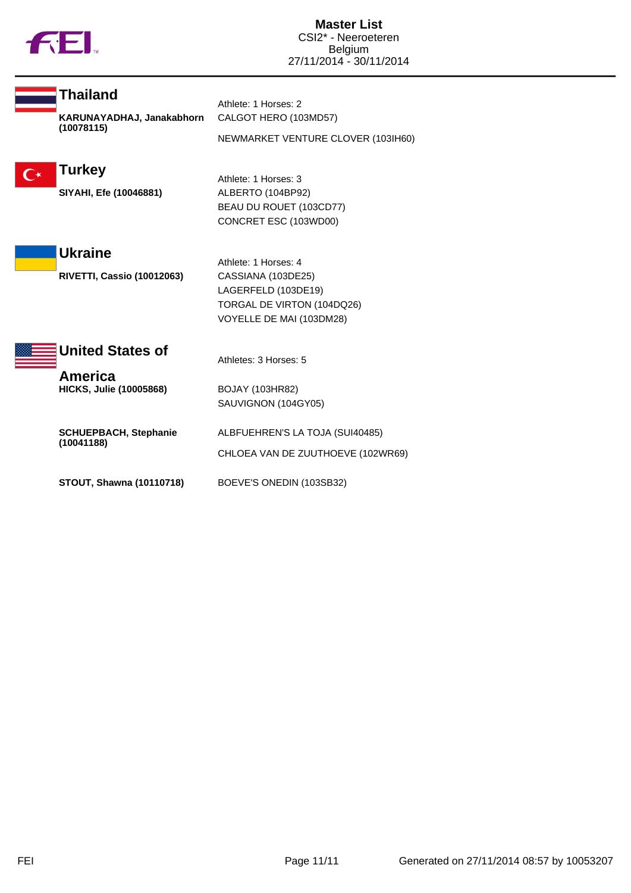**Master List**
CSI2* - Neeroeteren
Belgium
27/11/2014 - 30/11/2014

## Thailand

Athlete: 1 Horses: 2

**KARUNAYADHAJ, Janakabhorn (10078115)**
- CALGOT HERO (103MD57)
- NEWMARKET VENTURE CLOVER (103IH60)

## Turkey

Athlete: 1 Horses: 3

**SIYAHI, Efe (10046881)**
- ALBERTO (104BP92)
- BEAU DU ROUET (103CD77)
- CONCRET ESC (103WD00)

## Ukraine

Athlete: 1 Horses: 4

**RIVETTI, Cassio (10012063)**
- CASSIANA (103DE25)
- LAGERFELD (103DE19)
- TORGAL DE VIRTON (104DQ26)
- VOYELLE DE MAI (103DM28)

## United States of America

Athletes: 3 Horses: 5

**HICKS, Julie (10005868)**
- BOJAY (103HR82)
- SAUVIGNON (104GY05)

**SCHUEPBACH, Stephanie (10041188)**
- ALBFUEHREN'S LA TOJA (SUI40485)
- CHLOEA VAN DE ZUUTHOEVE (102WR69)

**STOUT, Shawna (10110718)**
- BOEVE'S ONEDIN (103SB32)